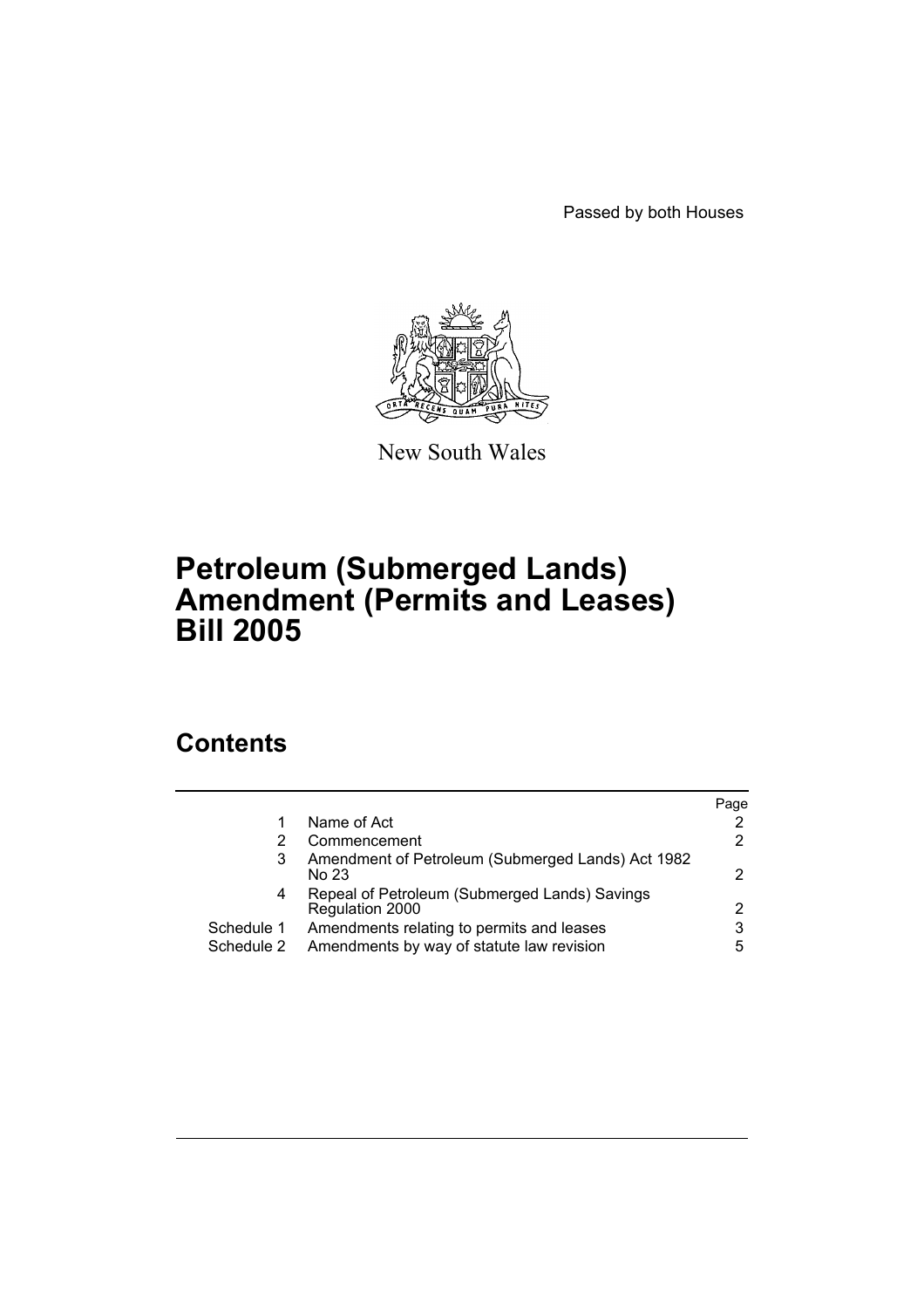Passed by both Houses

New South Wales

# Petroleum (Submerged Lands) Amendment (Permits and Leases) Bill 2005

## Contents

| | | Page |
|---|---|---|
| 1 | Name of Act | 2 |
| 2 | Commencement | 2 |
| 3 | Amendment of Petroleum (Submerged Lands) Act 1982 No 23 | 2 |
| 4 | Repeal of Petroleum (Submerged Lands) Savings Regulation 2000 | 2 |
| Schedule 1 | Amendments relating to permits and leases | 3 |
| Schedule 2 | Amendments by way of statute law revision | 5 |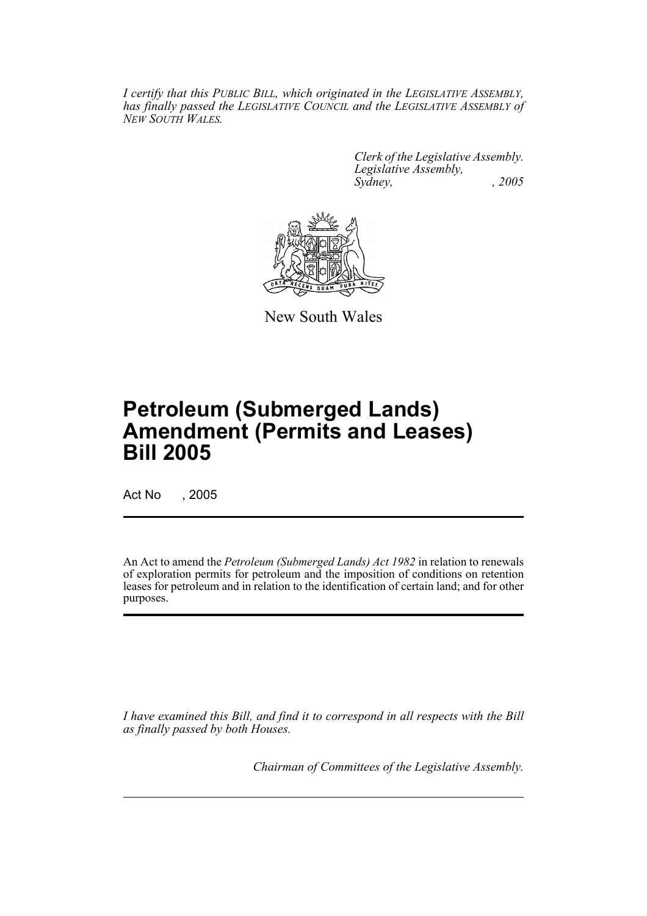*I certify that this PUBLIC BILL, which originated in the LEGISLATIVE ASSEMBLY, has finally passed the LEGISLATIVE COUNCIL and the LEGISLATIVE ASSEMBLY of NEW SOUTH WALES.*

*Clerk of the Legislative Assembly.*
*Legislative Assembly,*
*Sydney, , 2005*

New South Wales

# Petroleum (Submerged Lands) Amendment (Permits and Leases) Bill 2005

Act No , 2005

An Act to amend the *Petroleum (Submerged Lands) Act 1982* in relation to renewals of exploration permits for petroleum and the imposition of conditions on retention leases for petroleum and in relation to the identification of certain land; and for other purposes.

*I have examined this Bill, and find it to correspond in all respects with the Bill as finally passed by both Houses.*

*Chairman of Committees of the Legislative Assembly.*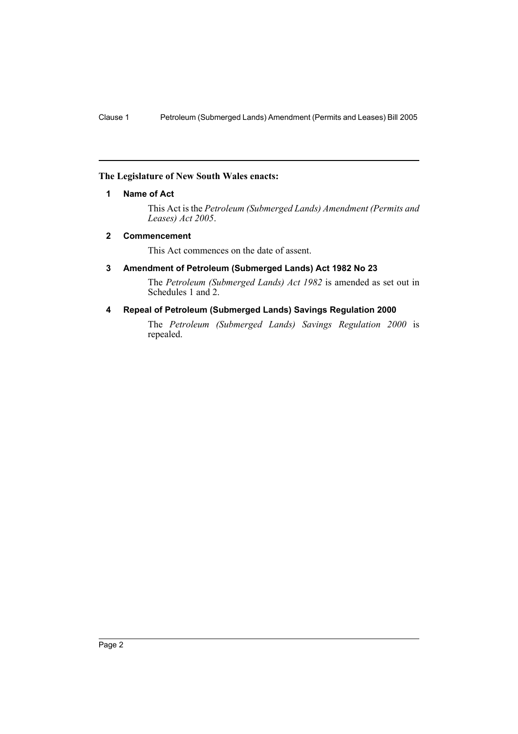**The Legislature of New South Wales enacts:**

### 1 Name of Act

This Act is the *Petroleum (Submerged Lands) Amendment (Permits and Leases) Act 2005*.

### 2 Commencement

This Act commences on the date of assent.

### 3 Amendment of Petroleum (Submerged Lands) Act 1982 No 23

The *Petroleum (Submerged Lands) Act 1982* is amended as set out in Schedules 1 and 2.

### 4 Repeal of Petroleum (Submerged Lands) Savings Regulation 2000

The *Petroleum (Submerged Lands) Savings Regulation 2000* is repealed.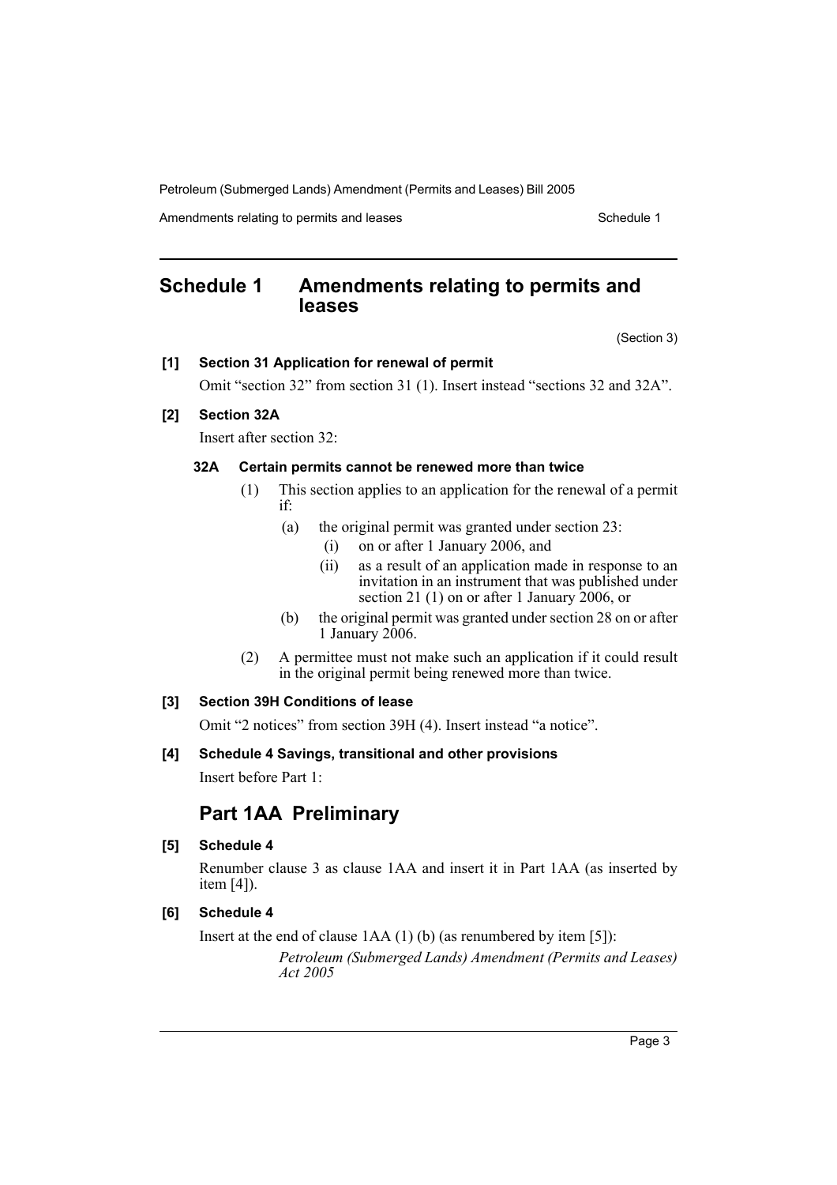# Schedule 1 Amendments relating to permits and leases

(Section 3)

**[1] Section 31 Application for renewal of permit**

Omit "section 32" from section 31 (1). Insert instead "sections 32 and 32A".

**[2] Section 32A**

Insert after section 32:

### 32A Certain permits cannot be renewed more than twice

(1) This section applies to an application for the renewal of a permit if:

(a) the original permit was granted under section 23:

(i) on or after 1 January 2006, and

(ii) as a result of an application made in response to an invitation in an instrument that was published under section 21 (1) on or after 1 January 2006, or

(b) the original permit was granted under section 28 on or after 1 January 2006.

(2) A permittee must not make such an application if it could result in the original permit being renewed more than twice.

**[3] Section 39H Conditions of lease**

Omit "2 notices" from section 39H (4). Insert instead "a notice".

**[4] Schedule 4 Savings, transitional and other provisions**

Insert before Part 1:

## Part 1AA Preliminary

**[5] Schedule 4**

Renumber clause 3 as clause 1AA and insert it in Part 1AA (as inserted by item [4]).

**[6] Schedule 4**

Insert at the end of clause 1AA (1) (b) (as renumbered by item [5]):

*Petroleum (Submerged Lands) Amendment (Permits and Leases) Act 2005*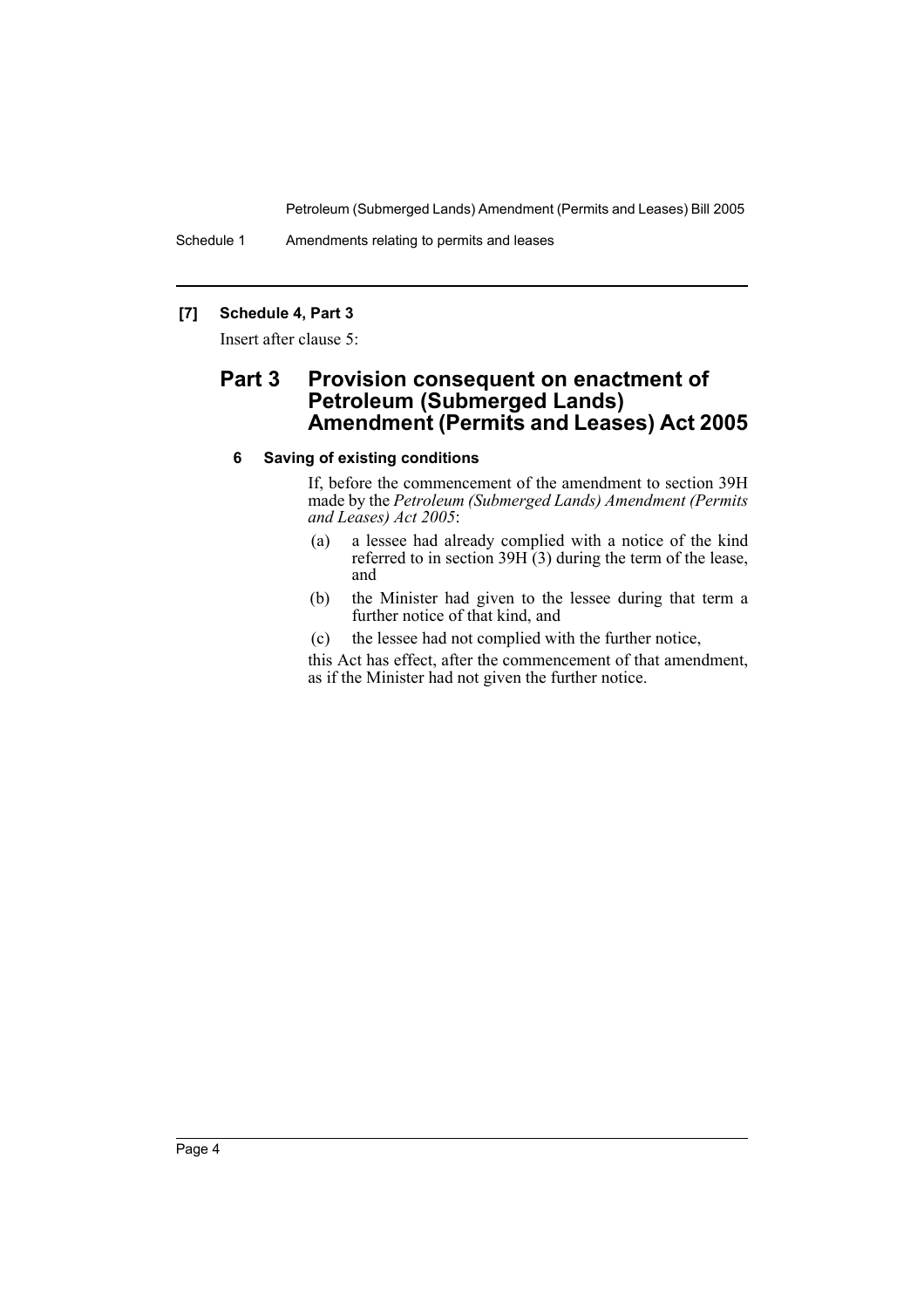**[7] Schedule 4, Part 3**

Insert after clause 5:

## Part 3 Provision consequent on enactment of Petroleum (Submerged Lands) Amendment (Permits and Leases) Act 2005

### 6 Saving of existing conditions

If, before the commencement of the amendment to section 39H made by the *Petroleum (Submerged Lands) Amendment (Permits and Leases) Act 2005*:

(a) a lessee had already complied with a notice of the kind referred to in section 39H (3) during the term of the lease, and

(b) the Minister had given to the lessee during that term a further notice of that kind, and

(c) the lessee had not complied with the further notice,

this Act has effect, after the commencement of that amendment, as if the Minister had not given the further notice.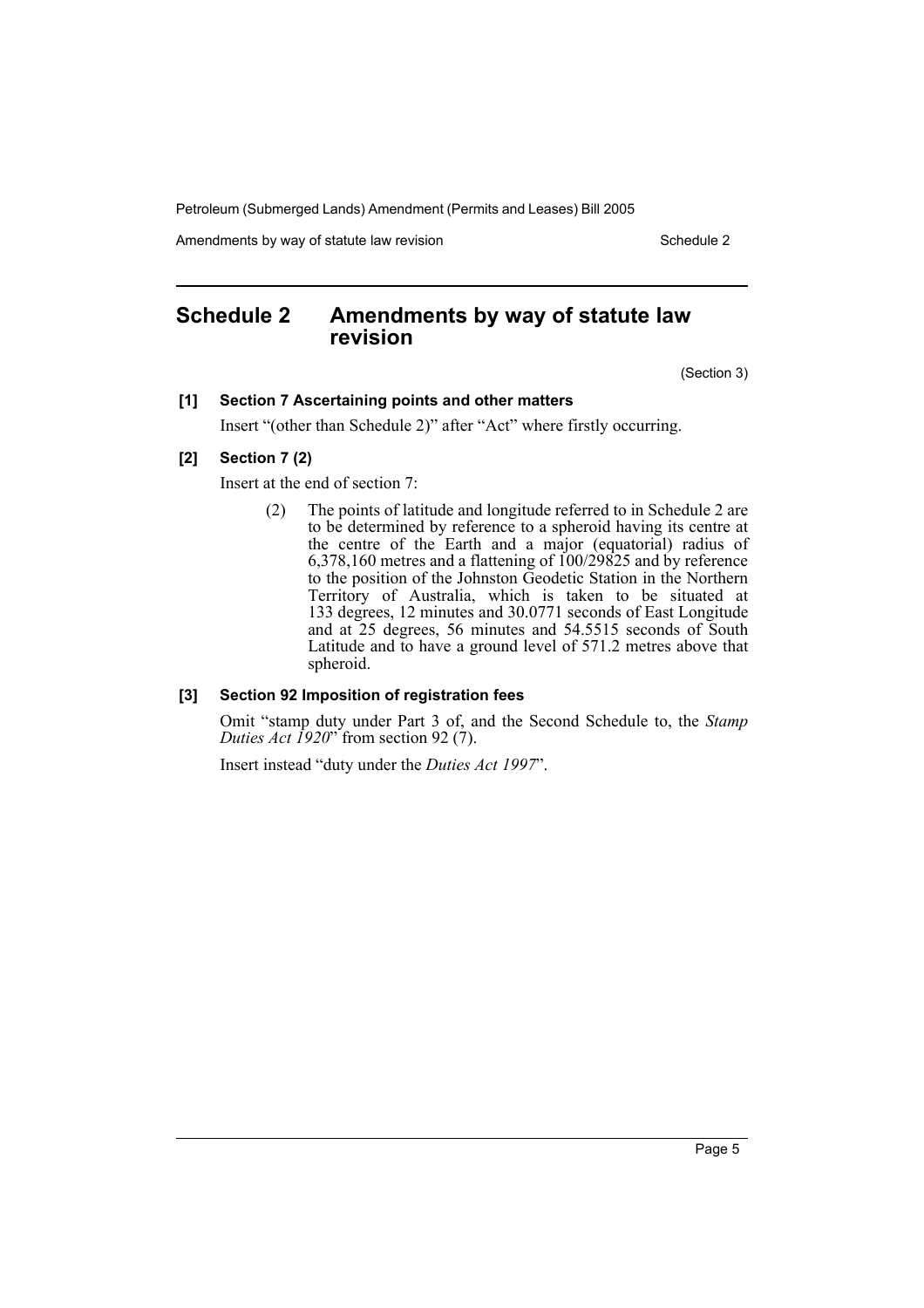## Schedule 2 Amendments by way of statute law revision

(Section 3)

**[1] Section 7 Ascertaining points and other matters**

Insert "(other than Schedule 2)" after "Act" where firstly occurring.

**[2] Section 7 (2)**

Insert at the end of section 7:

> (2) The points of latitude and longitude referred to in Schedule 2 are to be determined by reference to a spheroid having its centre at the centre of the Earth and a major (equatorial) radius of 6,378,160 metres and a flattening of 100/29825 and by reference to the position of the Johnston Geodetic Station in the Northern Territory of Australia, which is taken to be situated at 133 degrees, 12 minutes and 30.0771 seconds of East Longitude and at 25 degrees, 56 minutes and 54.5515 seconds of South Latitude and to have a ground level of 571.2 metres above that spheroid.

**[3] Section 92 Imposition of registration fees**

Omit "stamp duty under Part 3 of, and the Second Schedule to, the *Stamp Duties Act 1920*" from section 92 (7).

Insert instead "duty under the *Duties Act 1997*".